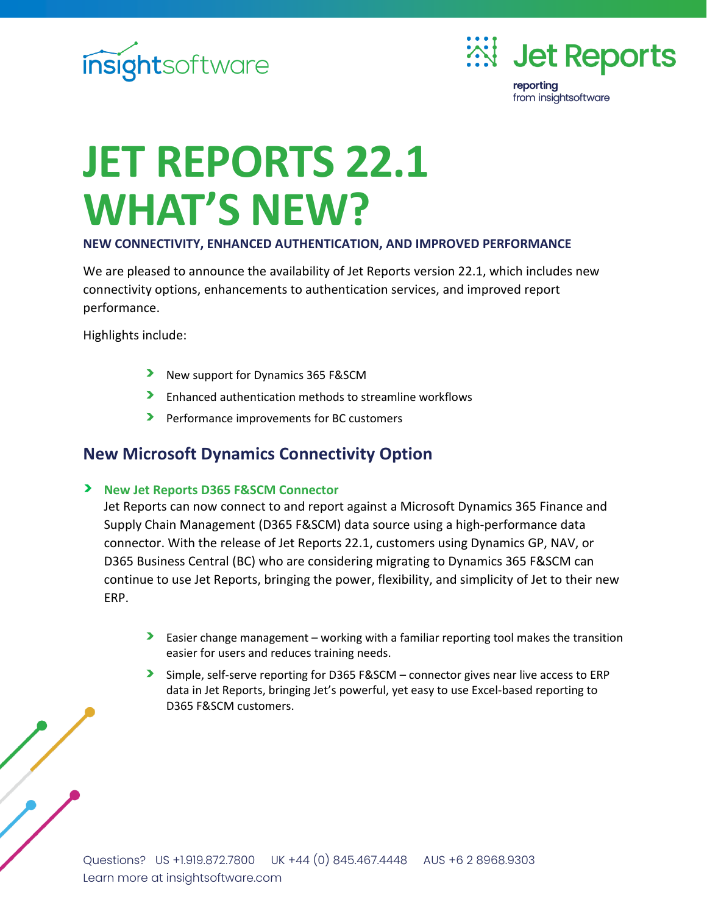# JET REPORTS 22.1 WHAT'S NEW?

**NEW CONNECTIVITY, ENHANCED AUTHENTICATION, AND IMPROVED PERFORMANCE**

We are pleased to announce the availability of Jet Reports version 22.1, which includes new connectivity options, enhancements to authentication services, and improved report performance.

Highlights include:

- New support for Dynamics 365 F&SCM
- Enhanced authentication methods to streamline workflows
- Performance improvements for BC customers

## New Microsoft Dynamics Connectivity Option

- **New Jet Reports D365 F&SCM Connector**

  Jet Reports can now connect to and report against a Microsoft Dynamics 365 Finance and Supply Chain Management (D365 F&SCM) data source using a high-performance data connector. With the release of Jet Reports 22.1, customers using Dynamics GP, NAV, or D365 Business Central (BC) who are considering migrating to Dynamics 365 F&SCM can continue to use Jet Reports, bringing the power, flexibility, and simplicity of Jet to their new ERP.

  - Easier change management – working with a familiar reporting tool makes the transition easier for users and reduces training needs.
  - Simple, self-serve reporting for D365 F&SCM – connector gives near live access to ERP data in Jet Reports, bringing Jet's powerful, yet easy to use Excel-based reporting to D365 F&SCM customers.

Questions? US +1.919.872.7800 UK +44 (0) 845.467.4448 AUS +6 2 8968.9303
Learn more at insightsoftware.com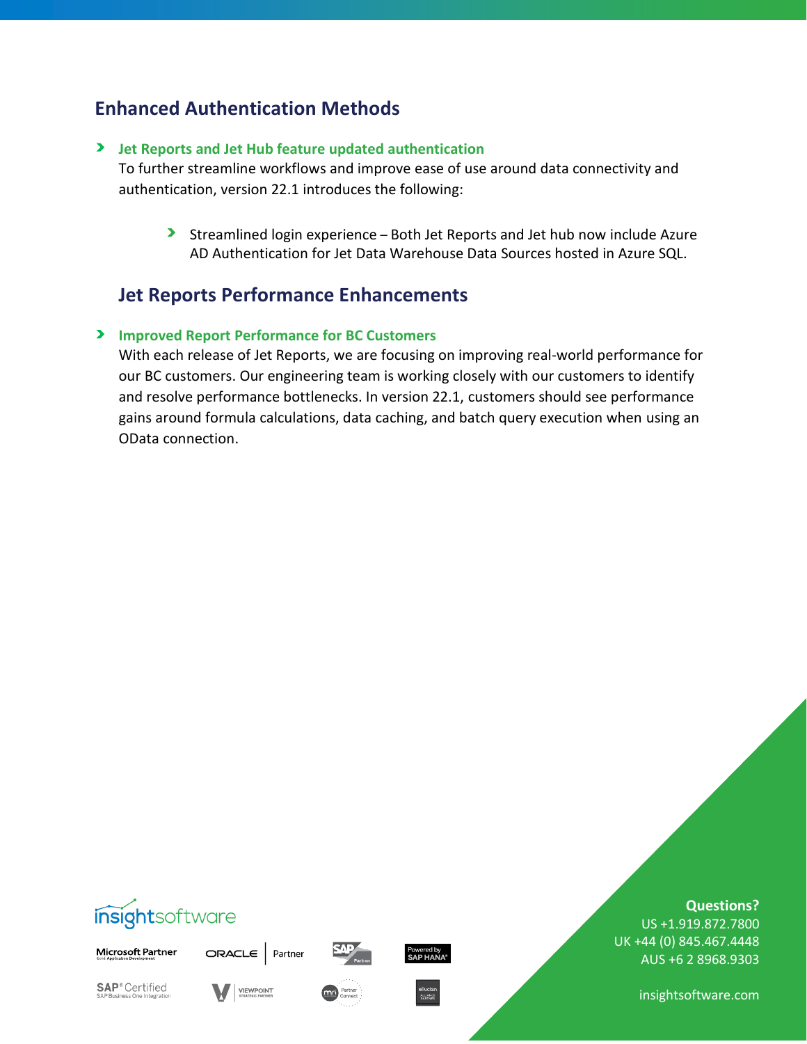## Enhanced Authentication Methods

- **Jet Reports and Jet Hub feature updated authentication**

  To further streamline workflows and improve ease of use around data connectivity and authentication, version 22.1 introduces the following:

  - Streamlined login experience – Both Jet Reports and Jet hub now include Azure AD Authentication for Jet Data Warehouse Data Sources hosted in Azure SQL.

## Jet Reports Performance Enhancements

- **Improved Report Performance for BC Customers**

  With each release of Jet Reports, we are focusing on improving real-world performance for our BC customers. Our engineering team is working closely with our customers to identify and resolve performance bottlenecks. In version 22.1, customers should see performance gains around formula calculations, data caching, and batch query execution when using an OData connection.

insightsoftware

Microsoft Partner
Gold Application Development

ORACLE | Partner

SAP Partner

Powered by SAP HANA

SAP Certified
SAP Business One Integration

VIEWPOINT STRATEGIC PARTNER

Partner Connect

ellucian ALLIANCE PARTNER

**Questions?**
US +1.919.872.7800
UK +44 (0) 845.467.4448
AUS +6 2 8968.9303

insightsoftware.com